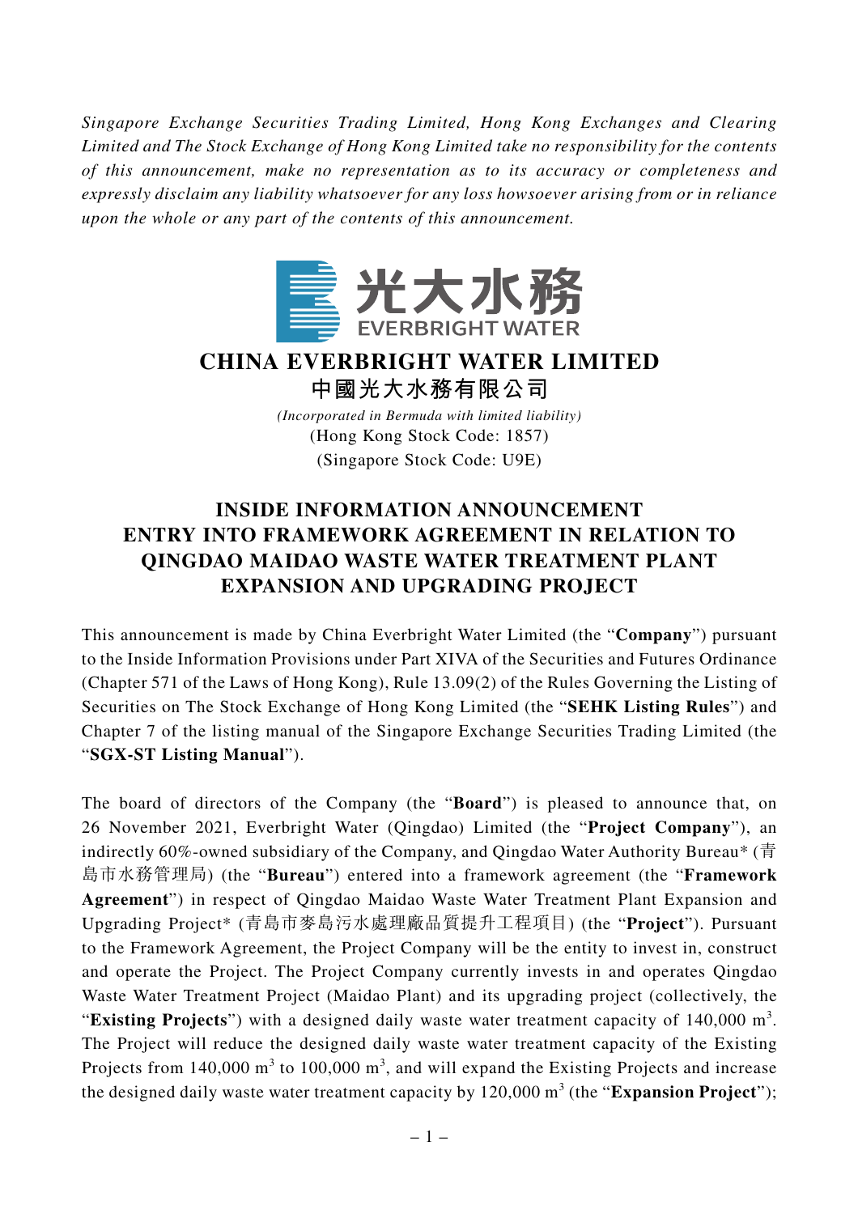*Singapore Exchange Securities Trading Limited, Hong Kong Exchanges and Clearing Limited and The Stock Exchange of Hong Kong Limited take no responsibility for the contents of this announcement, make no representation as to its accuracy or completeness and expressly disclaim any liability whatsoever for any loss howsoever arising from or in reliance upon the whole or any part of the contents of this announcement.*

光大水務
EVERBRIGHT WATER

# CHINA EVERBRIGHT WATER LIMITED
# 中國光大水務有限公司

*(Incorporated in Bermuda with limited liability)*
(Hong Kong Stock Code: 1857)
(Singapore Stock Code: U9E)

## INSIDE INFORMATION ANNOUNCEMENT ENTRY INTO FRAMEWORK AGREEMENT IN RELATION TO QINGDAO MAIDAO WASTE WATER TREATMENT PLANT EXPANSION AND UPGRADING PROJECT

This announcement is made by China Everbright Water Limited (the "**Company**") pursuant to the Inside Information Provisions under Part XIVA of the Securities and Futures Ordinance (Chapter 571 of the Laws of Hong Kong), Rule 13.09(2) of the Rules Governing the Listing of Securities on The Stock Exchange of Hong Kong Limited (the "**SEHK Listing Rules**") and Chapter 7 of the listing manual of the Singapore Exchange Securities Trading Limited (the "**SGX-ST Listing Manual**").

The board of directors of the Company (the "**Board**") is pleased to announce that, on 26 November 2021, Everbright Water (Qingdao) Limited (the "**Project Company**"), an indirectly 60%-owned subsidiary of the Company, and Qingdao Water Authority Bureau* (青島市水務管理局) (the "**Bureau**") entered into a framework agreement (the "**Framework Agreement**") in respect of Qingdao Maidao Waste Water Treatment Plant Expansion and Upgrading Project* (青島市麥島污水處理廠品質提升工程項目) (the "**Project**"). Pursuant to the Framework Agreement, the Project Company will be the entity to invest in, construct and operate the Project. The Project Company currently invests in and operates Qingdao Waste Water Treatment Project (Maidao Plant) and its upgrading project (collectively, the "**Existing Projects**") with a designed daily waste water treatment capacity of 140,000 $m^3$. The Project will reduce the designed daily waste water treatment capacity of the Existing Projects from 140,000 $m^3$ to 100,000 $m^3$, and will expand the Existing Projects and increase the designed daily waste water treatment capacity by 120,000 $m^3$ (the "**Expansion Project**");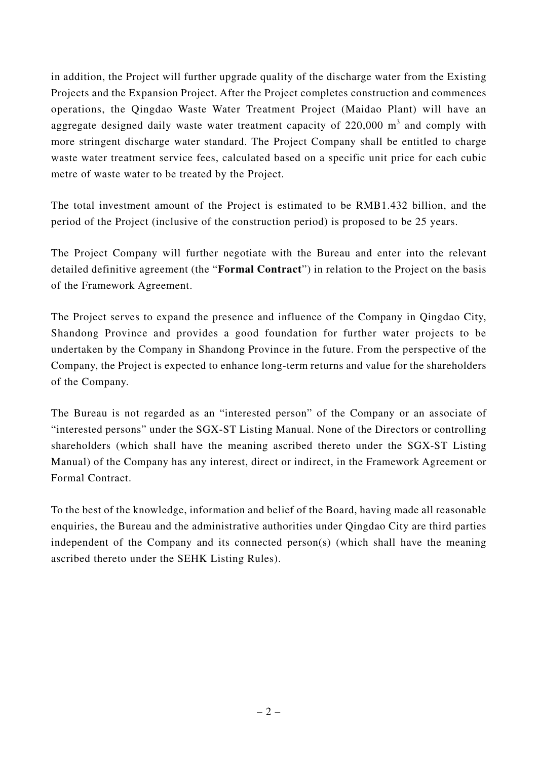in addition, the Project will further upgrade quality of the discharge water from the Existing Projects and the Expansion Project. After the Project completes construction and commences operations, the Qingdao Waste Water Treatment Project (Maidao Plant) will have an aggregate designed daily waste water treatment capacity of 220,000 $m^3$ and comply with more stringent discharge water standard. The Project Company shall be entitled to charge waste water treatment service fees, calculated based on a specific unit price for each cubic metre of waste water to be treated by the Project.

The total investment amount of the Project is estimated to be RMB1.432 billion, and the period of the Project (inclusive of the construction period) is proposed to be 25 years.

The Project Company will further negotiate with the Bureau and enter into the relevant detailed definitive agreement (the "**Formal Contract**") in relation to the Project on the basis of the Framework Agreement.

The Project serves to expand the presence and influence of the Company in Qingdao City, Shandong Province and provides a good foundation for further water projects to be undertaken by the Company in Shandong Province in the future. From the perspective of the Company, the Project is expected to enhance long-term returns and value for the shareholders of the Company.

The Bureau is not regarded as an "interested person" of the Company or an associate of "interested persons" under the SGX-ST Listing Manual. None of the Directors or controlling shareholders (which shall have the meaning ascribed thereto under the SGX-ST Listing Manual) of the Company has any interest, direct or indirect, in the Framework Agreement or Formal Contract.

To the best of the knowledge, information and belief of the Board, having made all reasonable enquiries, the Bureau and the administrative authorities under Qingdao City are third parties independent of the Company and its connected person(s) (which shall have the meaning ascribed thereto under the SEHK Listing Rules).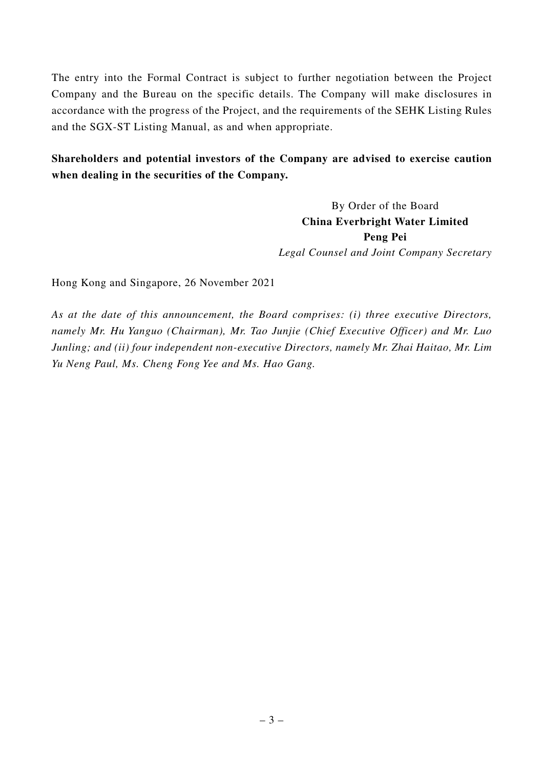The entry into the Formal Contract is subject to further negotiation between the Project Company and the Bureau on the specific details. The Company will make disclosures in accordance with the progress of the Project, and the requirements of the SEHK Listing Rules and the SGX-ST Listing Manual, as and when appropriate.

**Shareholders and potential investors of the Company are advised to exercise caution when dealing in the securities of the Company.**

By Order of the Board
**China Everbright Water Limited**
**Peng Pei**
*Legal Counsel and Joint Company Secretary*

Hong Kong and Singapore, 26 November 2021

*As at the date of this announcement, the Board comprises: (i) three executive Directors, namely Mr. Hu Yanguo (Chairman), Mr. Tao Junjie (Chief Executive Officer) and Mr. Luo Junling; and (ii) four independent non-executive Directors, namely Mr. Zhai Haitao, Mr. Lim Yu Neng Paul, Ms. Cheng Fong Yee and Ms. Hao Gang.*